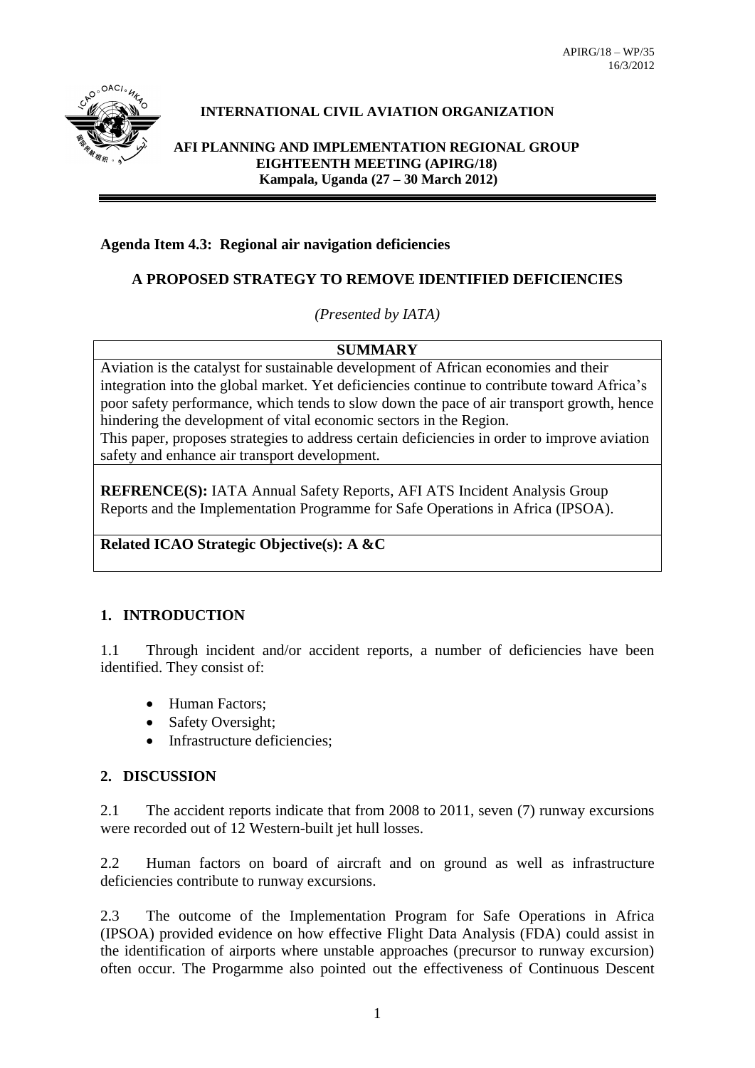APIRG/18 – WP/35
16/3/2012

**INTERNATIONAL CIVIL AVIATION ORGANIZATION**

**AFI PLANNING AND IMPLEMENTATION REGIONAL GROUP EIGHTEENTH MEETING (APIRG/18)
Kampala, Uganda (27 – 30 March 2012)**

**Agenda Item 4.3: Regional air navigation deficiencies**

## A PROPOSED STRATEGY TO REMOVE IDENTIFIED DEFICIENCIES

*(Presented by IATA)*

| **SUMMARY** |
|---|
| Aviation is the catalyst for sustainable development of African economies and their integration into the global market. Yet deficiencies continue to contribute toward Africa's poor safety performance, which tends to slow down the pace of air transport growth, hence hindering the development of vital economic sectors in the Region. This paper, proposes strategies to address certain deficiencies in order to improve aviation safety and enhance air transport development. |
| **REFRENCE(S):** IATA Annual Safety Reports, AFI ATS Incident Analysis Group Reports and the Implementation Programme for Safe Operations in Africa (IPSOA). |
| **Related ICAO Strategic Objective(s): A &C** |

## 1. INTRODUCTION

1.1 Through incident and/or accident reports, a number of deficiencies have been identified. They consist of:

- Human Factors;
- Safety Oversight;
- Infrastructure deficiencies;

## 2. DISCUSSION

2.1 The accident reports indicate that from 2008 to 2011, seven (7) runway excursions were recorded out of 12 Western-built jet hull losses.

2.2 Human factors on board of aircraft and on ground as well as infrastructure deficiencies contribute to runway excursions.

2.3 The outcome of the Implementation Program for Safe Operations in Africa (IPSOA) provided evidence on how effective Flight Data Analysis (FDA) could assist in the identification of airports where unstable approaches (precursor to runway excursion) often occur. The Progarmme also pointed out the effectiveness of Continuous Descent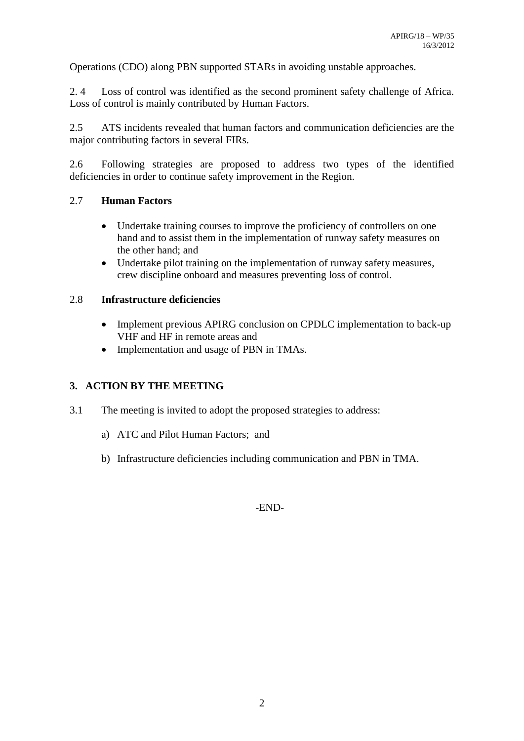Operations (CDO) along PBN supported STARs in avoiding unstable approaches.

2. 4 Loss of control was identified as the second prominent safety challenge of Africa. Loss of control is mainly contributed by Human Factors.

2.5 ATS incidents revealed that human factors and communication deficiencies are the major contributing factors in several FIRs.

2.6 Following strategies are proposed to address two types of the identified deficiencies in order to continue safety improvement in the Region.

2.7 **Human Factors**

- Undertake training courses to improve the proficiency of controllers on one hand and to assist them in the implementation of runway safety measures on the other hand; and
- Undertake pilot training on the implementation of runway safety measures, crew discipline onboard and measures preventing loss of control.

2.8 **Infrastructure deficiencies**

- Implement previous APIRG conclusion on CPDLC implementation to back-up VHF and HF in remote areas and
- Implementation and usage of PBN in TMAs.

## 3. ACTION BY THE MEETING

3.1 The meeting is invited to adopt the proposed strategies to address:

a) ATC and Pilot Human Factors; and

b) Infrastructure deficiencies including communication and PBN in TMA.

-END-